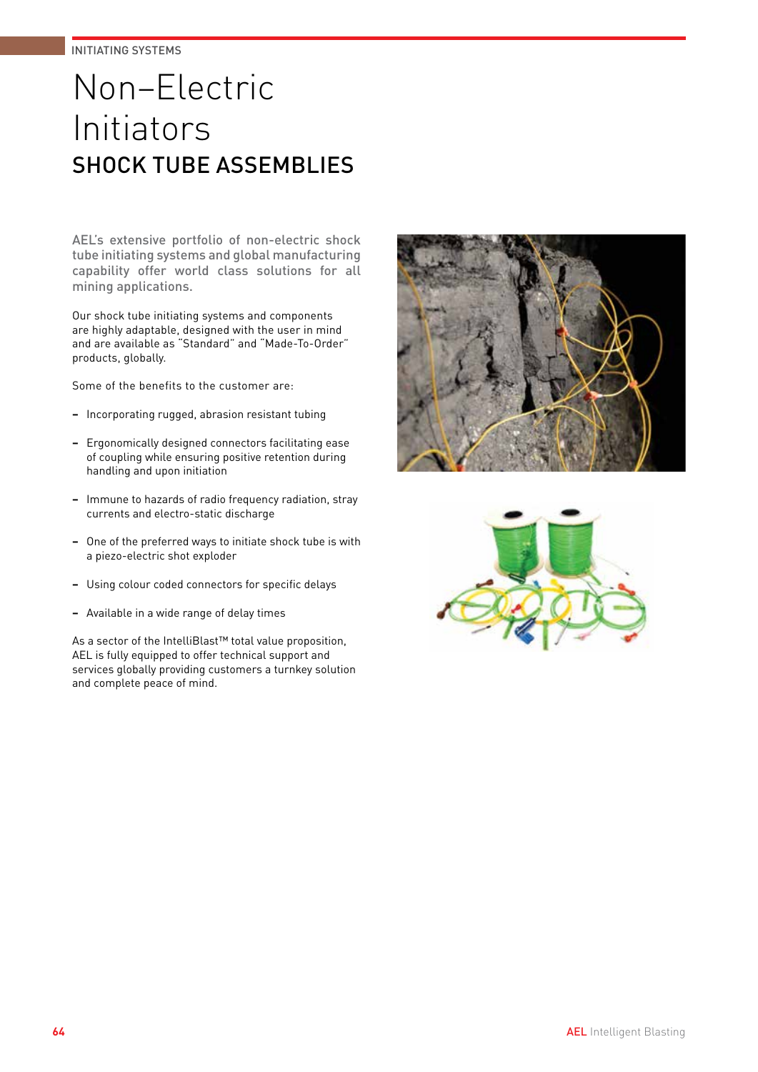INITIATING SYSTEMS

# Non–Electric Initiators

## SHOCK TUBE ASSEMBLIES

AEL's extensive portfolio of non-electric shock tube initiating systems and global manufacturing capability offer world class solutions for all mining applications.

Our shock tube initiating systems and components are highly adaptable, designed with the user in mind and are available as "Standard" and "Made-To-Order" products, globally.

Some of the benefits to the customer are:

- Incorporating rugged, abrasion resistant tubing
- Ergonomically designed connectors facilitating ease of coupling while ensuring positive retention during handling and upon initiation
- Immune to hazards of radio frequency radiation, stray currents and electro-static discharge
- One of the preferred ways to initiate shock tube is with a piezo-electric shot exploder
- Using colour coded connectors for specific delays
- Available in a wide range of delay times

As a sector of the IntelliBlast™ total value proposition, AEL is fully equipped to offer technical support and services globally providing customers a turnkey solution and complete peace of mind.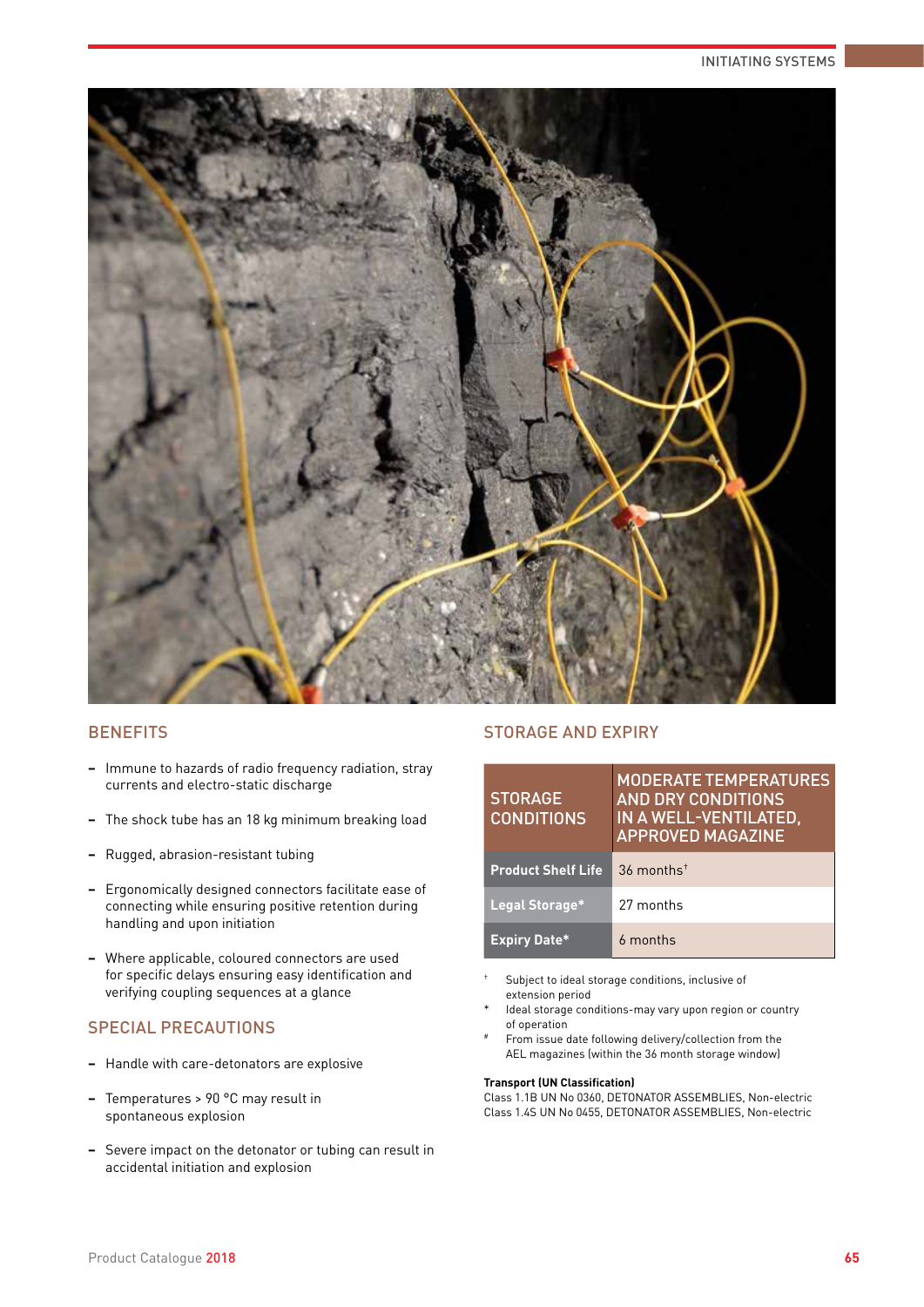## BENEFITS

- Immune to hazards of radio frequency radiation, stray currents and electro-static discharge
- The shock tube has an 18 kg minimum breaking load
- Rugged, abrasion-resistant tubing
- Ergonomically designed connectors facilitate ease of connecting while ensuring positive retention during handling and upon initiation
- Where applicable, coloured connectors are used for specific delays ensuring easy identification and verifying coupling sequences at a glance

## SPECIAL PRECAUTIONS

- Handle with care-detonators are explosive
- Temperatures > 90 °C may result in spontaneous explosion
- Severe impact on the detonator or tubing can result in accidental initiation and explosion

## STORAGE AND EXPIRY

| STORAGE CONDITIONS | MODERATE TEMPERATURES AND DRY CONDITIONS IN A WELL-VENTILATED, APPROVED MAGAZINE |
|---|---|
| **Product Shelf Life** | 36 months† |
| **Legal Storage*** | 27 months |
| **Expiry Date*** | 6 months |

† Subject to ideal storage conditions, inclusive of extension period

* Ideal storage conditions-may vary upon region or country of operation

# From issue date following delivery/collection from the AEL magazines (within the 36 month storage window)

**Transport (UN Classification)**
Class 1.1B UN No 0360, DETONATOR ASSEMBLIES, Non-electric
Class 1.4S UN No 0455, DETONATOR ASSEMBLIES, Non-electric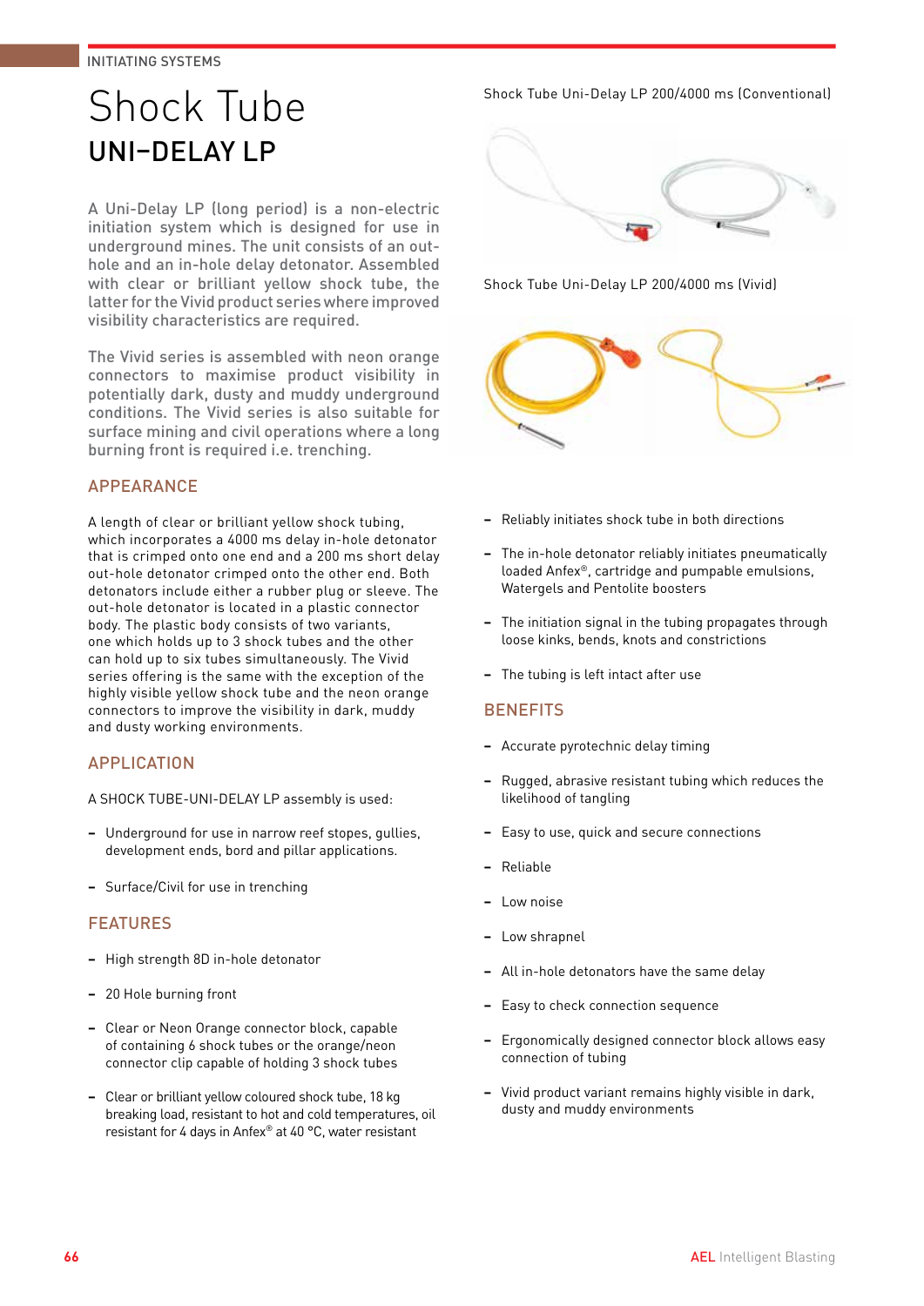INITIATING SYSTEMS

# Shock Tube

## UNI-DELAY LP

A Uni-Delay LP (long period) is a non-electric initiation system which is designed for use in underground mines. The unit consists of an out-hole and an in-hole delay detonator. Assembled with clear or brilliant yellow shock tube, the latter for the Vivid product series where improved visibility characteristics are required.

The Vivid series is assembled with neon orange connectors to maximise product visibility in potentially dark, dusty and muddy underground conditions. The Vivid series is also suitable for surface mining and civil operations where a long burning front is required i.e. trenching.

### APPEARANCE

A length of clear or brilliant yellow shock tubing, which incorporates a 4000 ms delay in-hole detonator that is crimped onto one end and a 200 ms short delay out-hole detonator crimped onto the other end. Both detonators include either a rubber plug or sleeve. The out-hole detonator is located in a plastic connector body. The plastic body consists of two variants, one which holds up to 3 shock tubes and the other can hold up to six tubes simultaneously. The Vivid series offering is the same with the exception of the highly visible yellow shock tube and the neon orange connectors to improve the visibility in dark, muddy and dusty working environments.

### APPLICATION

A SHOCK TUBE-UNI-DELAY LP assembly is used:

- Underground for use in narrow reef stopes, gullies, development ends, bord and pillar applications.
- Surface/Civil for use in trenching

### FEATURES

- High strength 8D in-hole detonator
- 20 Hole burning front
- Clear or Neon Orange connector block, capable of containing 6 shock tubes or the orange/neon connector clip capable of holding 3 shock tubes
- Clear or brilliant yellow coloured shock tube, 18 kg breaking load, resistant to hot and cold temperatures, oil resistant for 4 days in Anfex® at 40 °C, water resistant

Shock Tube Uni-Delay LP 200/4000 ms (Conventional)

Shock Tube Uni-Delay LP 200/4000 ms (Vivid)

- Reliably initiates shock tube in both directions
- The in-hole detonator reliably initiates pneumatically loaded Anfex®, cartridge and pumpable emulsions, Watergels and Pentolite boosters
- The initiation signal in the tubing propagates through loose kinks, bends, knots and constrictions
- The tubing is left intact after use

### BENEFITS

- Accurate pyrotechnic delay timing
- Rugged, abrasive resistant tubing which reduces the likelihood of tangling
- Easy to use, quick and secure connections
- Reliable
- Low noise
- Low shrapnel
- All in-hole detonators have the same delay
- Easy to check connection sequence
- Ergonomically designed connector block allows easy connection of tubing
- Vivid product variant remains highly visible in dark, dusty and muddy environments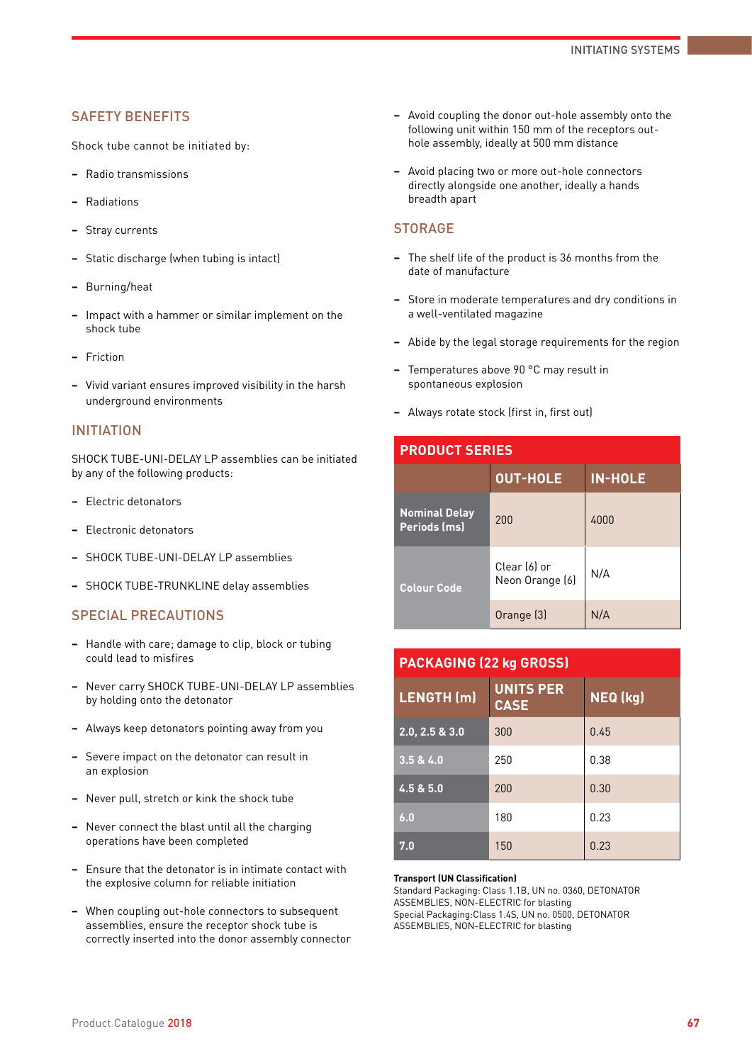## SAFETY BENEFITS

Shock tube cannot be initiated by:

- Radio transmissions
- Radiations
- Stray currents
- Static discharge (when tubing is intact)
- Burning/heat
- Impact with a hammer or similar implement on the shock tube
- Friction
- Vivid variant ensures improved visibility in the harsh underground environments

## INITIATION

SHOCK TUBE-UNI-DELAY LP assemblies can be initiated by any of the following products:

- Electric detonators
- Electronic detonators
- SHOCK TUBE-UNI-DELAY LP assemblies
- SHOCK TUBE-TRUNKLINE delay assemblies

## SPECIAL PRECAUTIONS

- Handle with care; damage to clip, block or tubing could lead to misfires
- Never carry SHOCK TUBE-UNI-DELAY LP assemblies by holding onto the detonator
- Always keep detonators pointing away from you
- Severe impact on the detonator can result in an explosion
- Never pull, stretch or kink the shock tube
- Never connect the blast until all the charging operations have been completed
- Ensure that the detonator is in intimate contact with the explosive column for reliable initiation
- When coupling out-hole connectors to subsequent assemblies, ensure the receptor shock tube is correctly inserted into the donor assembly connector
- Avoid coupling the donor out-hole assembly onto the following unit within 150 mm of the receptors out-hole assembly, ideally at 500 mm distance
- Avoid placing two or more out-hole connectors directly alongside one another, ideally a hands breadth apart

## STORAGE

- The shelf life of the product is 36 months from the date of manufacture
- Store in moderate temperatures and dry conditions in a well-ventilated magazine
- Abide by the legal storage requirements for the region
- Temperatures above 90 °C may result in spontaneous explosion
- Always rotate stock (first in, first out)

**PRODUCT SERIES**

| | OUT-HOLE | IN-HOLE |
|---|---|---|
| Nominal Delay Periods (ms) | 200 | 4000 |
| Colour Code | Clear (6) or Neon Orange (6) | N/A |
| | Orange (3) | N/A |

**PACKAGING (22 kg GROSS)**

| LENGTH (m) | UNITS PER CASE | NEQ (kg) |
|---|---|---|
| 2.0, 2.5 & 3.0 | 300 | 0.45 |
| 3.5 & 4.0 | 250 | 0.38 |
| 4.5 & 5.0 | 200 | 0.30 |
| 6.0 | 180 | 0.23 |
| 7.0 | 150 | 0.23 |

**Transport (UN Classification)**
Standard Packaging: Class 1.1B, UN no. 0360, DETONATOR ASSEMBLIES, NON-ELECTRIC for blasting
Special Packaging:Class 1.4S, UN no. 0500, DETONATOR ASSEMBLIES, NON-ELECTRIC for blasting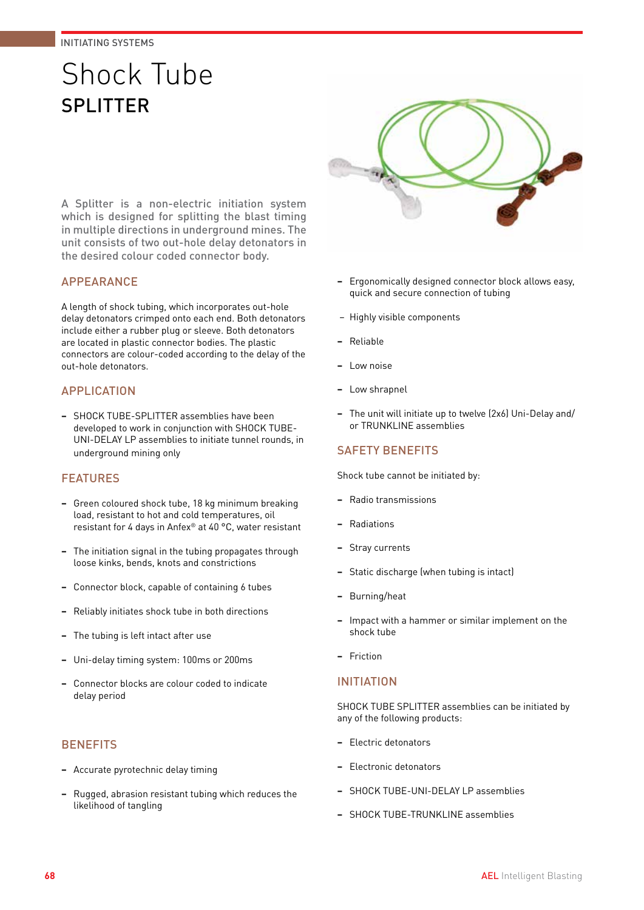INITIATING SYSTEMS

# Shock Tube

## SPLITTER

A Splitter is a non-electric initiation system which is designed for splitting the blast timing in multiple directions in underground mines. The unit consists of two out-hole delay detonators in the desired colour coded connector body.

### APPEARANCE

A length of shock tubing, which incorporates out-hole delay detonators crimped onto each end. Both detonators include either a rubber plug or sleeve. Both detonators are located in plastic connector bodies. The plastic connectors are colour-coded according to the delay of the out-hole detonators.

### APPLICATION

- SHOCK TUBE-SPLITTER assemblies have been developed to work in conjunction with SHOCK TUBE-UNI-DELAY LP assemblies to initiate tunnel rounds, in underground mining only

### FEATURES

- Green coloured shock tube, 18 kg minimum breaking load, resistant to hot and cold temperatures, oil resistant for 4 days in Anfex® at 40 °C, water resistant
- The initiation signal in the tubing propagates through loose kinks, bends, knots and constrictions
- Connector block, capable of containing 6 tubes
- Reliably initiates shock tube in both directions
- The tubing is left intact after use
- Uni-delay timing system: 100ms or 200ms
- Connector blocks are colour coded to indicate delay period

### BENEFITS

- Accurate pyrotechnic delay timing
- Rugged, abrasion resistant tubing which reduces the likelihood of tangling
- Ergonomically designed connector block allows easy, quick and secure connection of tubing
- Highly visible components
- Reliable
- Low noise
- Low shrapnel
- The unit will initiate up to twelve (2x6) Uni-Delay and/or TRUNKLINE assemblies

### SAFETY BENEFITS

Shock tube cannot be initiated by:

- Radio transmissions
- Radiations
- Stray currents
- Static discharge (when tubing is intact)
- Burning/heat
- Impact with a hammer or similar implement on the shock tube
- Friction

### INITIATION

SHOCK TUBE SPLITTER assemblies can be initiated by any of the following products:

- Electric detonators
- Electronic detonators
- SHOCK TUBE-UNI-DELAY LP assemblies
- SHOCK TUBE-TRUNKLINE assemblies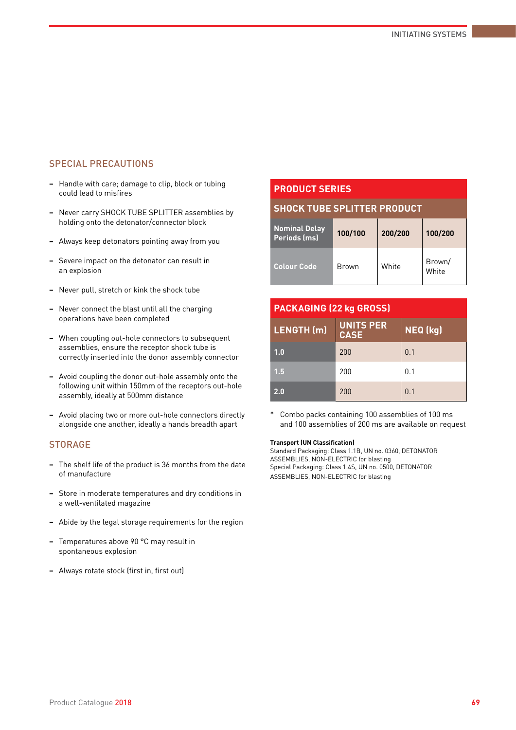## SPECIAL PRECAUTIONS

- Handle with care; damage to clip, block or tubing could lead to misfires
- Never carry SHOCK TUBE SPLITTER assemblies by holding onto the detonator/connector block
- Always keep detonators pointing away from you
- Severe impact on the detonator can result in an explosion
- Never pull, stretch or kink the shock tube
- Never connect the blast until all the charging operations have been completed
- When coupling out-hole connectors to subsequent assemblies, ensure the receptor shock tube is correctly inserted into the donor assembly connector
- Avoid coupling the donor out-hole assembly onto the following unit within 150mm of the receptors out-hole assembly, ideally at 500mm distance
- Avoid placing two or more out-hole connectors directly alongside one another, ideally a hands breadth apart

## STORAGE

- The shelf life of the product is 36 months from the date of manufacture
- Store in moderate temperatures and dry conditions in a well-ventilated magazine
- Abide by the legal storage requirements for the region
- Temperatures above 90 °C may result in spontaneous explosion
- Always rotate stock (first in, first out)

## PRODUCT SERIES

### SHOCK TUBE SPLITTER PRODUCT

| Nominal Delay Periods (ms) | 100/100 | 200/200 | 100/200 |
|---|---|---|---|
| Colour Code | Brown | White | Brown/ White |

## PACKAGING (22 kg GROSS)

| LENGTH (m) | UNITS PER CASE | NEQ (kg) |
|---|---|---|
| 1.0 | 200 | 0.1 |
| 1.5 | 200 | 0.1 |
| 2.0 | 200 | 0.1 |

\* Combo packs containing 100 assemblies of 100 ms and 100 assemblies of 200 ms are available on request

**Transport (UN Classification)**
Standard Packaging: Class 1.1B, UN no. 0360, DETONATOR ASSEMBLIES, NON-ELECTRIC for blasting
Special Packaging: Class 1.4S, UN no. 0500, DETONATOR ASSEMBLIES, NON-ELECTRIC for blasting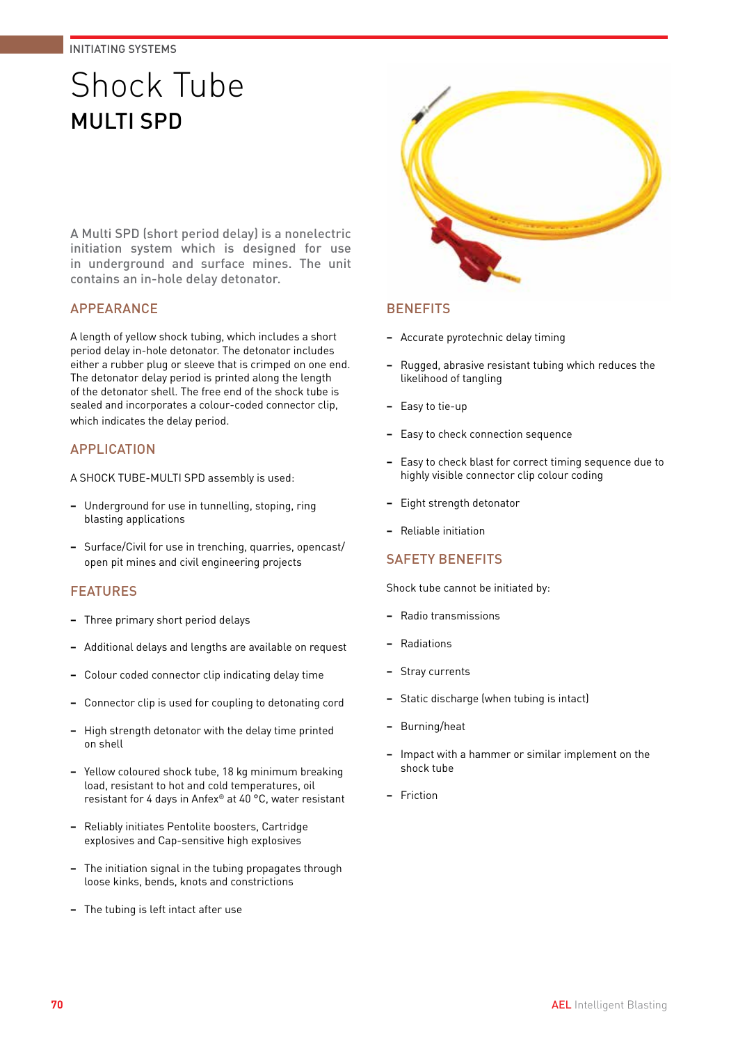INITIATING SYSTEMS

# Shock Tube

## MULTI SPD

A Multi SPD (short period delay) is a nonelectric initiation system which is designed for use in underground and surface mines. The unit contains an in-hole delay detonator.

### APPEARANCE

A length of yellow shock tubing, which includes a short period delay in-hole detonator. The detonator includes either a rubber plug or sleeve that is crimped on one end. The detonator delay period is printed along the length of the detonator shell. The free end of the shock tube is sealed and incorporates a colour-coded connector clip, which indicates the delay period.

### APPLICATION

A SHOCK TUBE-MULTI SPD assembly is used:

- Underground for use in tunnelling, stoping, ring blasting applications
- Surface/Civil for use in trenching, quarries, opencast/open pit mines and civil engineering projects

### FEATURES

- Three primary short period delays
- Additional delays and lengths are available on request
- Colour coded connector clip indicating delay time
- Connector clip is used for coupling to detonating cord
- High strength detonator with the delay time printed on shell
- Yellow coloured shock tube, 18 kg minimum breaking load, resistant to hot and cold temperatures, oil resistant for 4 days in Anfex® at 40 °C, water resistant
- Reliably initiates Pentolite boosters, Cartridge explosives and Cap-sensitive high explosives
- The initiation signal in the tubing propagates through loose kinks, bends, knots and constrictions
- The tubing is left intact after use

### BENEFITS

- Accurate pyrotechnic delay timing
- Rugged, abrasive resistant tubing which reduces the likelihood of tangling
- Easy to tie-up
- Easy to check connection sequence
- Easy to check blast for correct timing sequence due to highly visible connector clip colour coding
- Eight strength detonator
- Reliable initiation

### SAFETY BENEFITS

Shock tube cannot be initiated by:

- Radio transmissions
- Radiations
- Stray currents
- Static discharge (when tubing is intact)
- Burning/heat
- Impact with a hammer or similar implement on the shock tube
- Friction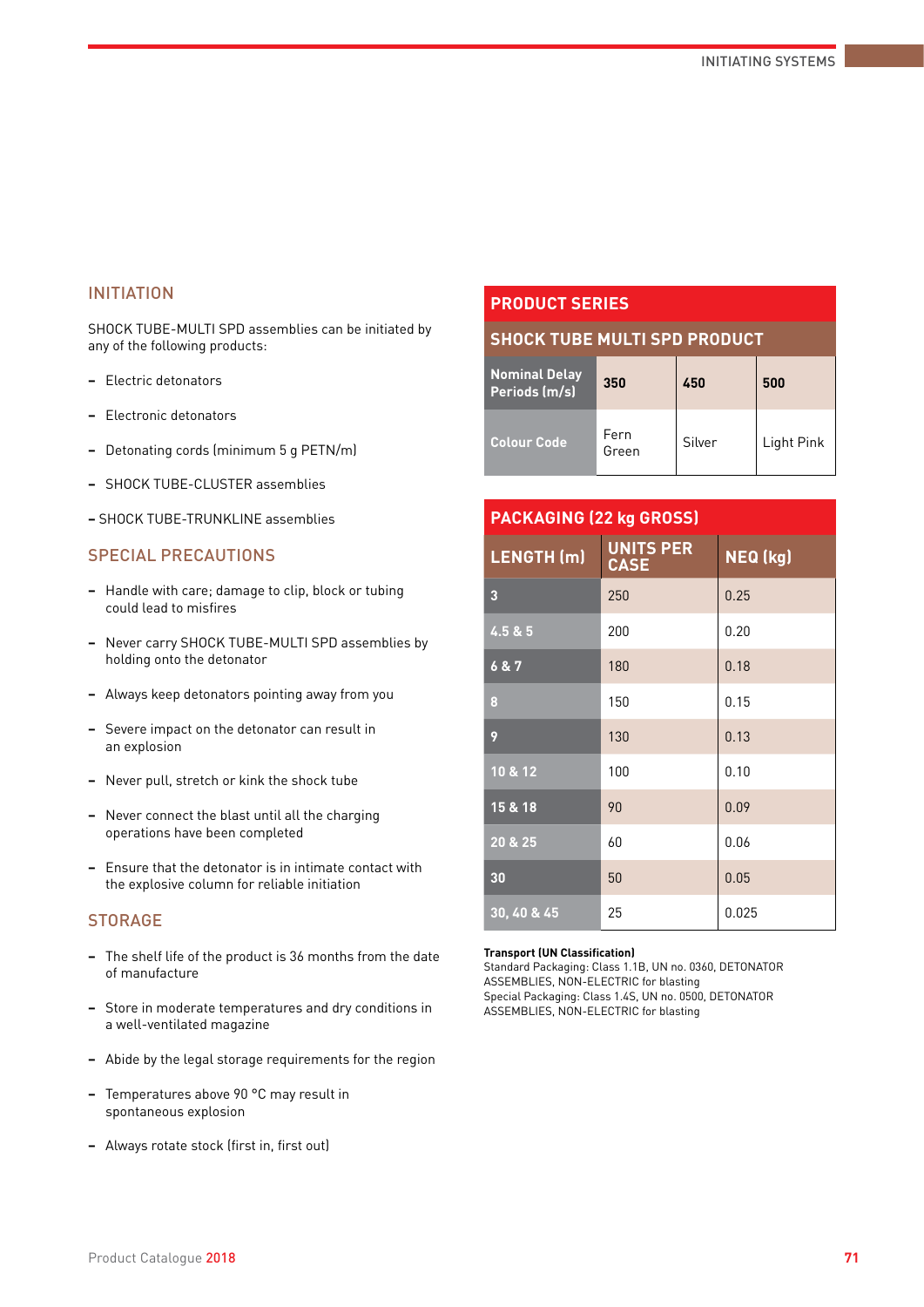## INITIATION

SHOCK TUBE-MULTI SPD assemblies can be initiated by any of the following products:

- Electric detonators
- Electronic detonators
- Detonating cords (minimum 5 g PETN/m)
- SHOCK TUBE-CLUSTER assemblies
- SHOCK TUBE-TRUNKLINE assemblies

## SPECIAL PRECAUTIONS

- Handle with care; damage to clip, block or tubing could lead to misfires
- Never carry SHOCK TUBE-MULTI SPD assemblies by holding onto the detonator
- Always keep detonators pointing away from you
- Severe impact on the detonator can result in an explosion
- Never pull, stretch or kink the shock tube
- Never connect the blast until all the charging operations have been completed
- Ensure that the detonator is in intimate contact with the explosive column for reliable initiation

## STORAGE

- The shelf life of the product is 36 months from the date of manufacture
- Store in moderate temperatures and dry conditions in a well-ventilated magazine
- Abide by the legal storage requirements for the region
- Temperatures above 90 °C may result in spontaneous explosion
- Always rotate stock (first in, first out)

## PRODUCT SERIES

| SHOCK TUBE MULTI SPD PRODUCT | | | |
|---|---|---|---|
| Nominal Delay Periods (m/s) | 350 | 450 | 500 |
| Colour Code | Fern Green | Silver | Light Pink |

## PACKAGING (22 kg GROSS)

| LENGTH (m) | UNITS PER CASE | NEQ (kg) |
|---|---|---|
| 3 | 250 | 0.25 |
| 4.5 & 5 | 200 | 0.20 |
| 6 & 7 | 180 | 0.18 |
| 8 | 150 | 0.15 |
| 9 | 130 | 0.13 |
| 10 & 12 | 100 | 0.10 |
| 15 & 18 | 90 | 0.09 |
| 20 & 25 | 60 | 0.06 |
| 30 | 50 | 0.05 |
| 30, 40 & 45 | 25 | 0.025 |

**Transport (UN Classification)**
Standard Packaging: Class 1.1B, UN no. 0360, DETONATOR ASSEMBLIES, NON-ELECTRIC for blasting
Special Packaging: Class 1.4S, UN no. 0500, DETONATOR ASSEMBLIES, NON-ELECTRIC for blasting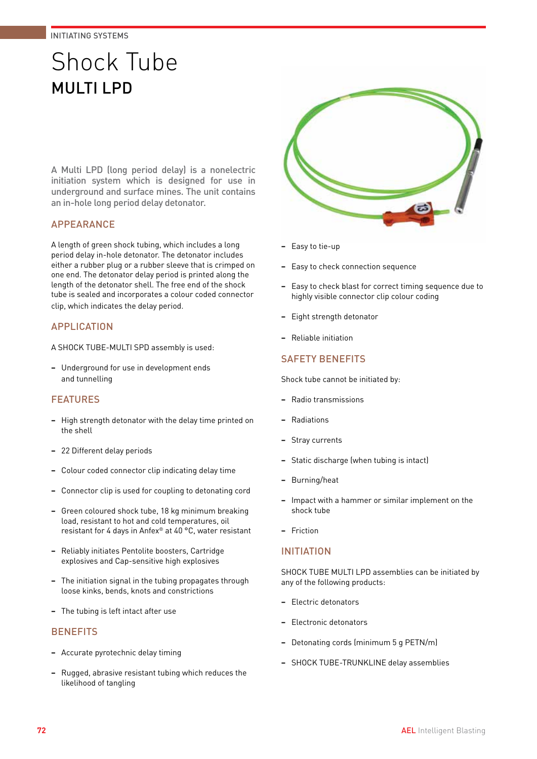INITIATING SYSTEMS

# Shock Tube

## MULTI LPD

A Multi LPD (long period delay) is a nonelectric initiation system which is designed for use in underground and surface mines. The unit contains an in-hole long period delay detonator.

### APPEARANCE

A length of green shock tubing, which includes a long period delay in-hole detonator. The detonator includes either a rubber plug or a rubber sleeve that is crimped on one end. The detonator delay period is printed along the length of the detonator shell. The free end of the shock tube is sealed and incorporates a colour coded connector clip, which indicates the delay period.

### APPLICATION

A SHOCK TUBE-MULTI SPD assembly is used:

- Underground for use in development ends and tunnelling

### FEATURES

- High strength detonator with the delay time printed on the shell
- 22 Different delay periods
- Colour coded connector clip indicating delay time
- Connector clip is used for coupling to detonating cord
- Green coloured shock tube, 18 kg minimum breaking load, resistant to hot and cold temperatures, oil resistant for 4 days in Anfex® at 40 °C, water resistant
- Reliably initiates Pentolite boosters, Cartridge explosives and Cap-sensitive high explosives
- The initiation signal in the tubing propagates through loose kinks, bends, knots and constrictions
- The tubing is left intact after use

### BENEFITS

- Accurate pyrotechnic delay timing
- Rugged, abrasive resistant tubing which reduces the likelihood of tangling
- Easy to tie-up
- Easy to check connection sequence
- Easy to check blast for correct timing sequence due to highly visible connector clip colour coding
- Eight strength detonator
- Reliable initiation

### SAFETY BENEFITS

Shock tube cannot be initiated by:

- Radio transmissions
- Radiations
- Stray currents
- Static discharge (when tubing is intact)
- Burning/heat
- Impact with a hammer or similar implement on the shock tube
- Friction

### INITIATION

SHOCK TUBE MULTI LPD assemblies can be initiated by any of the following products:

- Electric detonators
- Electronic detonators
- Detonating cords (minimum 5 g PETN/m)
- SHOCK TUBE-TRUNKLINE delay assemblies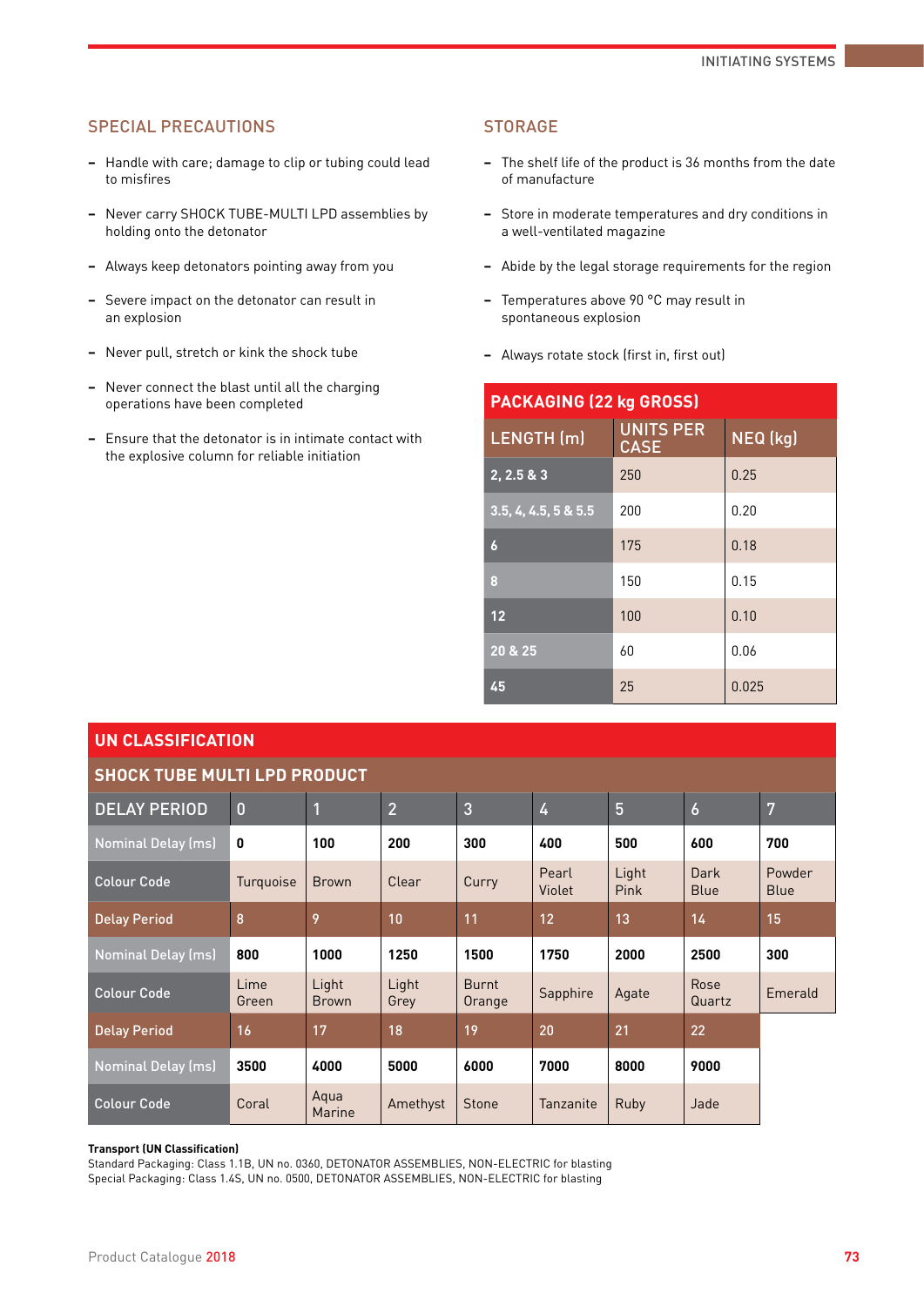## SPECIAL PRECAUTIONS

- Handle with care; damage to clip or tubing could lead to misfires
- Never carry SHOCK TUBE-MULTI LPD assemblies by holding onto the detonator
- Always keep detonators pointing away from you
- Severe impact on the detonator can result in an explosion
- Never pull, stretch or kink the shock tube
- Never connect the blast until all the charging operations have been completed
- Ensure that the detonator is in intimate contact with the explosive column for reliable initiation

## STORAGE

- The shelf life of the product is 36 months from the date of manufacture
- Store in moderate temperatures and dry conditions in a well-ventilated magazine
- Abide by the legal storage requirements for the region
- Temperatures above 90 °C may result in spontaneous explosion
- Always rotate stock (first in, first out)

| PACKAGING (22 kg GROSS) | | |
|---|---|---|
| LENGTH (m) | UNITS PER CASE | NEQ (kg) |
| 2, 2.5 & 3 | 250 | 0.25 |
| 3.5, 4, 4.5, 5 & 5.5 | 200 | 0.20 |
| 6 | 175 | 0.18 |
| 8 | 150 | 0.15 |
| 12 | 100 | 0.10 |
| 20 & 25 | 60 | 0.06 |
| 45 | 25 | 0.025 |

## UN CLASSIFICATION

### SHOCK TUBE MULTI LPD PRODUCT

| DELAY PERIOD | 0 | 1 | 2 | 3 | 4 | 5 | 6 | 7 |
|---|---|---|---|---|---|---|---|---|
| Nominal Delay (ms) | 0 | 100 | 200 | 300 | 400 | 500 | 600 | 700 |
| Colour Code | Turquoise | Brown | Clear | Curry | Pearl Violet | Light Pink | Dark Blue | Powder Blue |
| Delay Period | 8 | 9 | 10 | 11 | 12 | 13 | 14 | 15 |
| Nominal Delay (ms) | 800 | 1000 | 1250 | 1500 | 1750 | 2000 | 2500 | 300 |
| Colour Code | Lime Green | Light Brown | Light Grey | Burnt Orange | Sapphire | Agate | Rose Quartz | Emerald |
| Delay Period | 16 | 17 | 18 | 19 | 20 | 21 | 22 | |
| Nominal Delay (ms) | 3500 | 4000 | 5000 | 6000 | 7000 | 8000 | 9000 | |
| Colour Code | Coral | Aqua Marine | Amethyst | Stone | Tanzanite | Ruby | Jade | |

**Transport (UN Classification)**
Standard Packaging: Class 1.1B, UN no. 0360, DETONATOR ASSEMBLIES, NON-ELECTRIC for blasting
Special Packaging: Class 1.4S, UN no. 0500, DETONATOR ASSEMBLIES, NON-ELECTRIC for blasting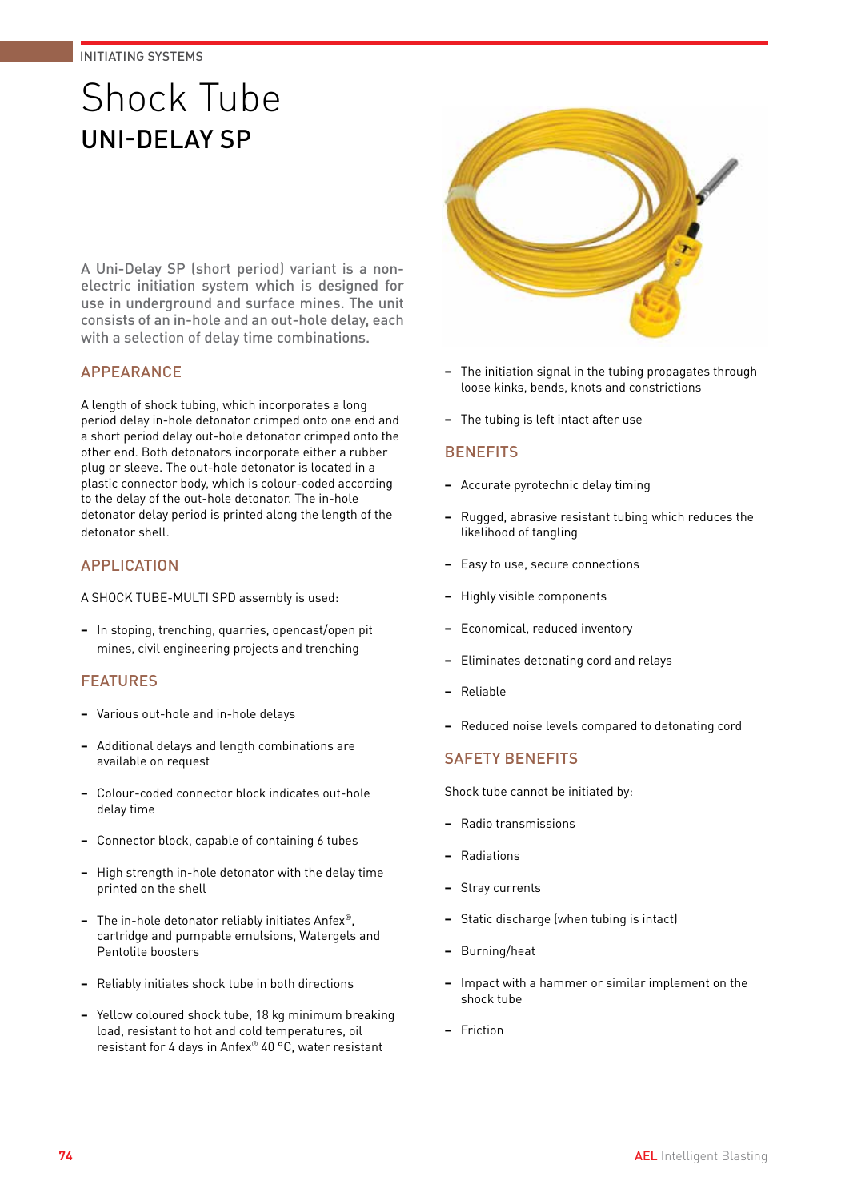INITIATING SYSTEMS

# Shock Tube
## UNI-DELAY SP

A Uni-Delay SP (short period) variant is a non-electric initiation system which is designed for use in underground and surface mines. The unit consists of an in-hole and an out-hole delay, each with a selection of delay time combinations.

### APPEARANCE

A length of shock tubing, which incorporates a long period delay in-hole detonator crimped onto one end and a short period delay out-hole detonator crimped onto the other end. Both detonators incorporate either a rubber plug or sleeve. The out-hole detonator is located in a plastic connector body, which is colour-coded according to the delay of the out-hole detonator. The in-hole detonator delay period is printed along the length of the detonator shell.

### APPLICATION

A SHOCK TUBE-MULTI SPD assembly is used:

- In stoping, trenching, quarries, opencast/open pit mines, civil engineering projects and trenching

### FEATURES

- Various out-hole and in-hole delays
- Additional delays and length combinations are available on request
- Colour-coded connector block indicates out-hole delay time
- Connector block, capable of containing 6 tubes
- High strength in-hole detonator with the delay time printed on the shell
- The in-hole detonator reliably initiates Anfex®, cartridge and pumpable emulsions, Watergels and Pentolite boosters
- Reliably initiates shock tube in both directions
- Yellow coloured shock tube, 18 kg minimum breaking load, resistant to hot and cold temperatures, oil resistant for 4 days in Anfex® 40 °C, water resistant
- The initiation signal in the tubing propagates through loose kinks, bends, knots and constrictions
- The tubing is left intact after use

### BENEFITS

- Accurate pyrotechnic delay timing
- Rugged, abrasive resistant tubing which reduces the likelihood of tangling
- Easy to use, secure connections
- Highly visible components
- Economical, reduced inventory
- Eliminates detonating cord and relays
- Reliable
- Reduced noise levels compared to detonating cord

### SAFETY BENEFITS

Shock tube cannot be initiated by:

- Radio transmissions
- Radiations
- Stray currents
- Static discharge (when tubing is intact)
- Burning/heat
- Impact with a hammer or similar implement on the shock tube
- Friction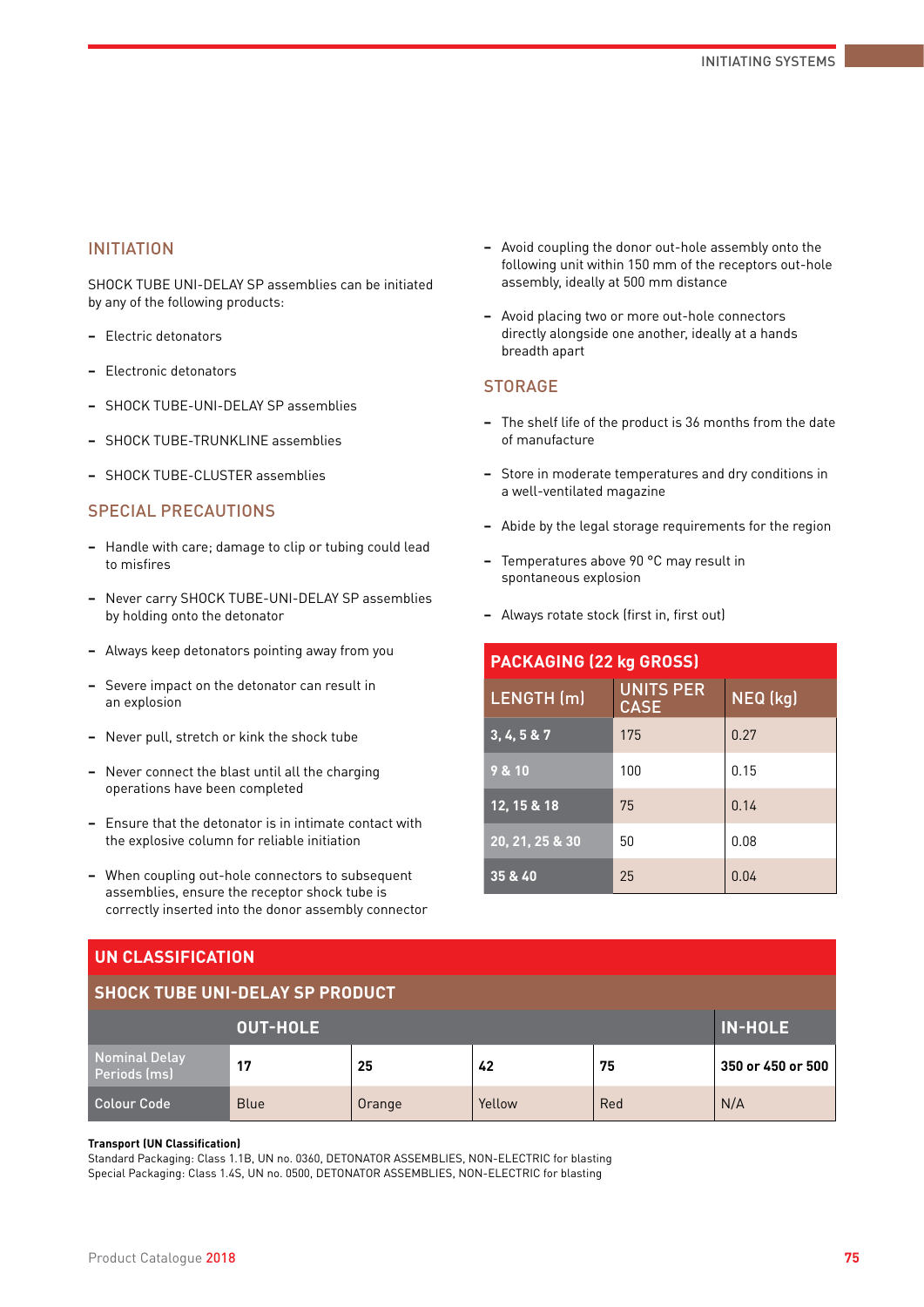## INITIATION

SHOCK TUBE UNI-DELAY SP assemblies can be initiated by any of the following products:

- Electric detonators
- Electronic detonators
- SHOCK TUBE-UNI-DELAY SP assemblies
- SHOCK TUBE-TRUNKLINE assemblies
- SHOCK TUBE-CLUSTER assemblies

## SPECIAL PRECAUTIONS

- Handle with care; damage to clip or tubing could lead to misfires
- Never carry SHOCK TUBE-UNI-DELAY SP assemblies by holding onto the detonator
- Always keep detonators pointing away from you
- Severe impact on the detonator can result in an explosion
- Never pull, stretch or kink the shock tube
- Never connect the blast until all the charging operations have been completed
- Ensure that the detonator is in intimate contact with the explosive column for reliable initiation
- When coupling out-hole connectors to subsequent assemblies, ensure the receptor shock tube is correctly inserted into the donor assembly connector
- Avoid coupling the donor out-hole assembly onto the following unit within 150 mm of the receptors out-hole assembly, ideally at 500 mm distance
- Avoid placing two or more out-hole connectors directly alongside one another, ideally at a hands breadth apart

## STORAGE

- The shelf life of the product is 36 months from the date of manufacture
- Store in moderate temperatures and dry conditions in a well-ventilated magazine
- Abide by the legal storage requirements for the region
- Temperatures above 90 °C may result in spontaneous explosion
- Always rotate stock (first in, first out)

**PACKAGING (22 kg GROSS)**

| LENGTH (m) | UNITS PER CASE | NEQ (kg) |
|---|---|---|
| 3, 4, 5 & 7 | 175 | 0.27 |
| 9 & 10 | 100 | 0.15 |
| 12, 15 & 18 | 75 | 0.14 |
| 20, 21, 25 & 30 | 50 | 0.08 |
| 35 & 40 | 25 | 0.04 |

**UN CLASSIFICATION**

**SHOCK TUBE UNI-DELAY SP PRODUCT**

| | OUT-HOLE | | | | IN-HOLE |
|---|---|---|---|---|---|
| Nominal Delay Periods (ms) | **17** | **25** | **42** | **75** | **350 or 450 or 500** |
| Colour Code | Blue | Orange | Yellow | Red | N/A |

**Transport (UN Classification)**
Standard Packaging: Class 1.1B, UN no. 0360, DETONATOR ASSEMBLIES, NON-ELECTRIC for blasting
Special Packaging: Class 1.4S, UN no. 0500, DETONATOR ASSEMBLIES, NON-ELECTRIC for blasting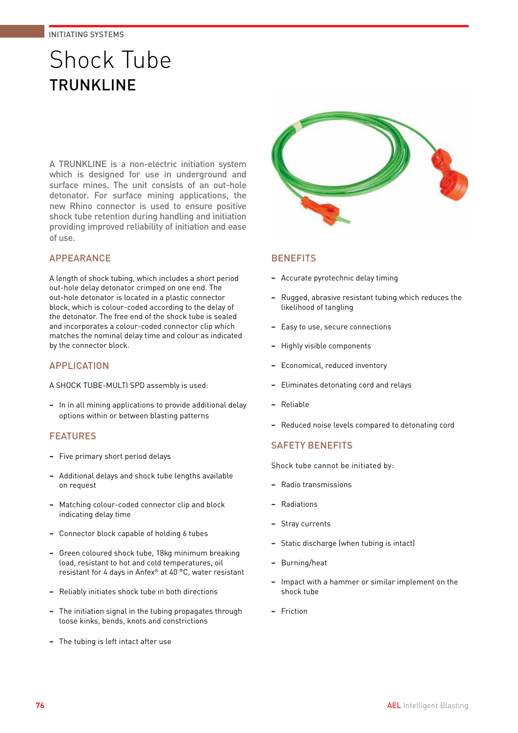INITIATING SYSTEMS

# Shock Tube

## TRUNKLINE

A TRUNKLINE is a non-electric initiation system which is designed for use in underground and surface mines. The unit consists of an out-hole detonator. For surface mining applications, the new Rhino connector is used to ensure positive shock tube retention during handling and initiation providing improved reliability of initiation and ease of use.

### APPEARANCE

A length of shock tubing, which includes a short period out-hole delay detonator crimped on one end. The out-hole detonator is located in a plastic connector block, which is colour-coded according to the delay of the detonator. The free end of the shock tube is sealed and incorporates a colour-coded connector clip which matches the nominal delay time and colour as indicated by the connector block.

### APPLICATION

A SHOCK TUBE-MULTI SPD assembly is used:

- In in all mining applications to provide additional delay options within or between blasting patterns

### FEATURES

- Five primary short period delays
- Additional delays and shock tube lengths available on request
- Matching colour-coded connector clip and block indicating delay time
- Connector block capable of holding 6 tubes
- Green coloured shock tube, 18kg minimum breaking load, resistant to hot and cold temperatures, oil resistant for 4 days in Anfex® at 40 °C, water resistant
- Reliably initiates shock tube in both directions
- The initiation signal in the tubing propagates through loose kinks, bends, knots and constrictions
- The tubing is left intact after use

### BENEFITS

- Accurate pyrotechnic delay timing
- Rugged, abrasive resistant tubing which reduces the likelihood of tangling
- Easy to use, secure connections
- Highly visible components
- Economical, reduced inventory
- Eliminates detonating cord and relays
- Reliable
- Reduced noise levels compared to detonating cord

### SAFETY BENEFITS

Shock tube cannot be initiated by:

- Radio transmissions
- Radiations
- Stray currents
- Static discharge (when tubing is intact)
- Burning/heat
- Impact with a hammer or similar implement on the shock tube
- Friction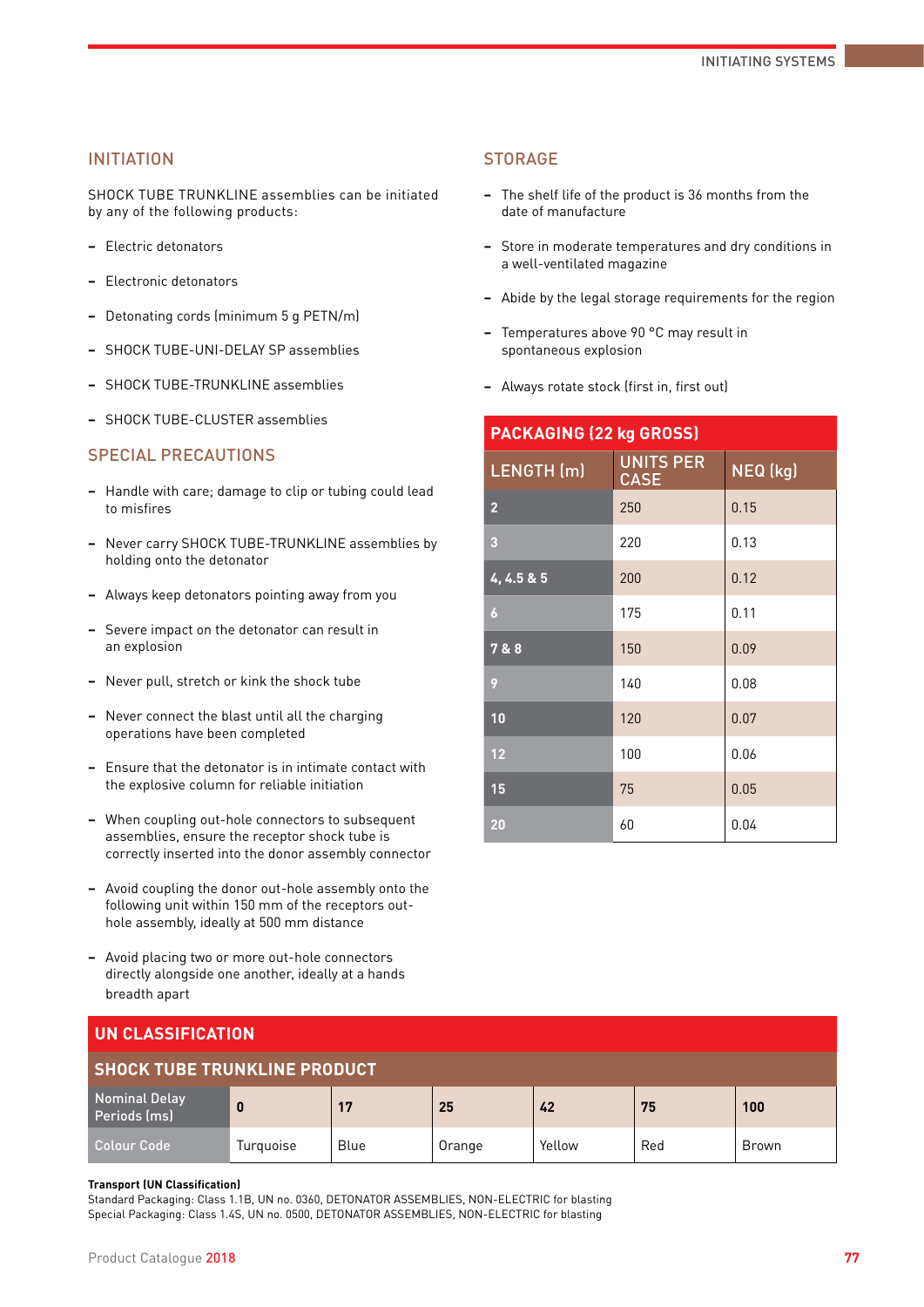## INITIATION

SHOCK TUBE TRUNKLINE assemblies can be initiated by any of the following products:

- Electric detonators
- Electronic detonators
- Detonating cords (minimum 5 g PETN/m)
- SHOCK TUBE-UNI-DELAY SP assemblies
- SHOCK TUBE-TRUNKLINE assemblies
- SHOCK TUBE-CLUSTER assemblies

## SPECIAL PRECAUTIONS

- Handle with care; damage to clip or tubing could lead to misfires
- Never carry SHOCK TUBE-TRUNKLINE assemblies by holding onto the detonator
- Always keep detonators pointing away from you
- Severe impact on the detonator can result in an explosion
- Never pull, stretch or kink the shock tube
- Never connect the blast until all the charging operations have been completed
- Ensure that the detonator is in intimate contact with the explosive column for reliable initiation
- When coupling out-hole connectors to subsequent assemblies, ensure the receptor shock tube is correctly inserted into the donor assembly connector
- Avoid coupling the donor out-hole assembly onto the following unit within 150 mm of the receptors out-hole assembly, ideally at 500 mm distance
- Avoid placing two or more out-hole connectors directly alongside one another, ideally at a hands breadth apart

## STORAGE

- The shelf life of the product is 36 months from the date of manufacture
- Store in moderate temperatures and dry conditions in a well-ventilated magazine
- Abide by the legal storage requirements for the region
- Temperatures above 90 °C may result in spontaneous explosion
- Always rotate stock (first in, first out)

**PACKAGING (22 kg GROSS)**

| LENGTH (m) | UNITS PER CASE | NEQ (kg) |
|---|---|---|
| 2 | 250 | 0.15 |
| 3 | 220 | 0.13 |
| 4, 4.5 & 5 | 200 | 0.12 |
| 6 | 175 | 0.11 |
| 7 & 8 | 150 | 0.09 |
| 9 | 140 | 0.08 |
| 10 | 120 | 0.07 |
| 12 | 100 | 0.06 |
| 15 | 75 | 0.05 |
| 20 | 60 | 0.04 |

**UN CLASSIFICATION**

**SHOCK TUBE TRUNKLINE PRODUCT**

| Nominal Delay Periods (ms) | 0 | 17 | 25 | 42 | 75 | 100 |
|---|---|---|---|---|---|---|
| Colour Code | Turquoise | Blue | Orange | Yellow | Red | Brown |

**Transport (UN Classification)**
Standard Packaging: Class 1.1B, UN no. 0360, DETONATOR ASSEMBLIES, NON-ELECTRIC for blasting
Special Packaging: Class 1.4S, UN no. 0500, DETONATOR ASSEMBLIES, NON-ELECTRIC for blasting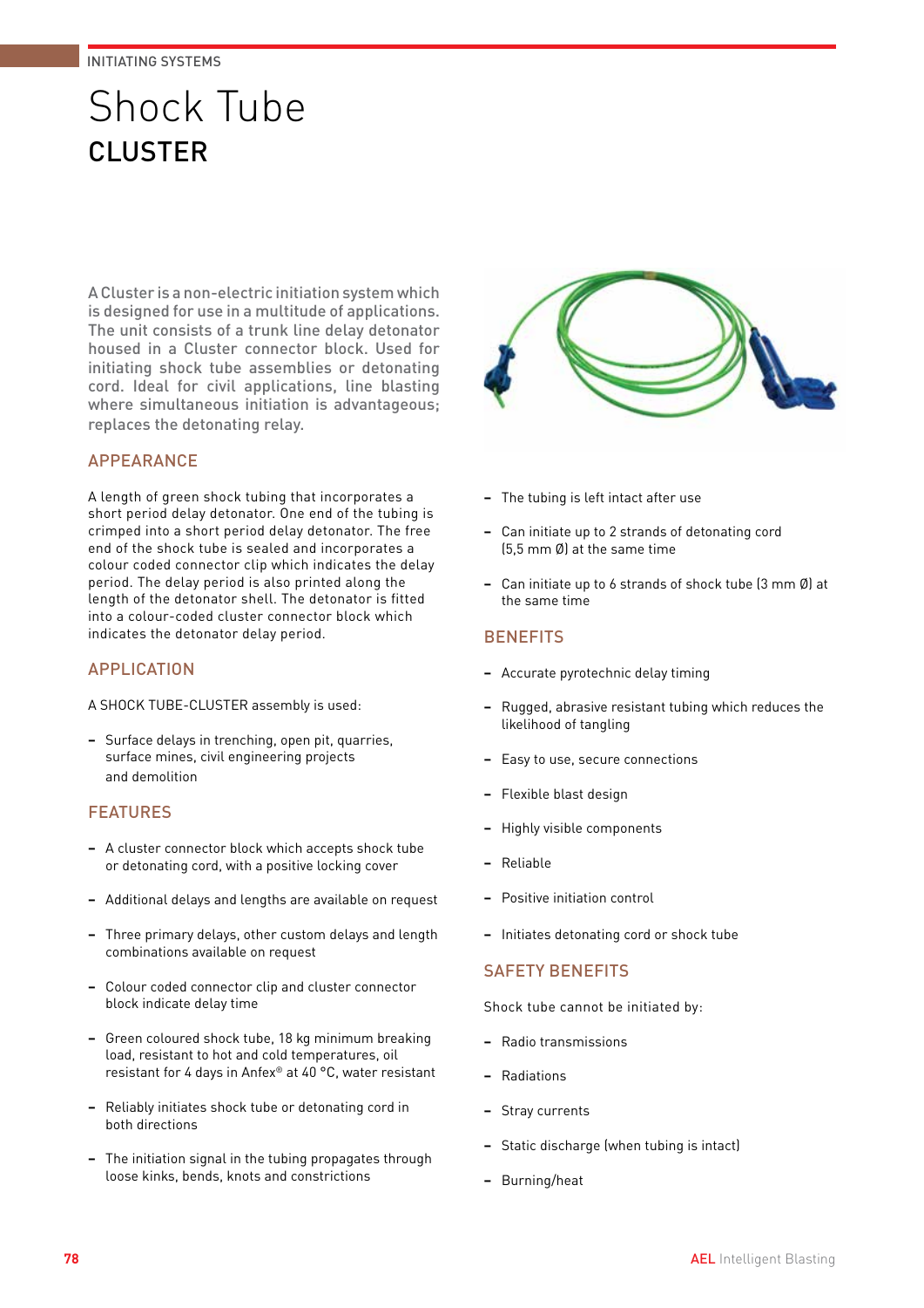INITIATING SYSTEMS

# Shock Tube

## CLUSTER

A Cluster is a non-electric initiation system which is designed for use in a multitude of applications. The unit consists of a trunk line delay detonator housed in a Cluster connector block. Used for initiating shock tube assemblies or detonating cord. Ideal for civil applications, line blasting where simultaneous initiation is advantageous; replaces the detonating relay.

### APPEARANCE

A length of green shock tubing that incorporates a short period delay detonator. One end of the tubing is crimped into a short period delay detonator. The free end of the shock tube is sealed and incorporates a colour coded connector clip which indicates the delay period. The delay period is also printed along the length of the detonator shell. The detonator is fitted into a colour-coded cluster connector block which indicates the detonator delay period.

### APPLICATION

A SHOCK TUBE-CLUSTER assembly is used:

- Surface delays in trenching, open pit, quarries, surface mines, civil engineering projects and demolition

### FEATURES

- A cluster connector block which accepts shock tube or detonating cord, with a positive locking cover
- Additional delays and lengths are available on request
- Three primary delays, other custom delays and length combinations available on request
- Colour coded connector clip and cluster connector block indicate delay time
- Green coloured shock tube, 18 kg minimum breaking load, resistant to hot and cold temperatures, oil resistant for 4 days in Anfex® at 40 °C, water resistant
- Reliably initiates shock tube or detonating cord in both directions
- The initiation signal in the tubing propagates through loose kinks, bends, knots and constrictions
- The tubing is left intact after use
- Can initiate up to 2 strands of detonating cord (5,5 mm Ø) at the same time
- Can initiate up to 6 strands of shock tube (3 mm Ø) at the same time

### BENEFITS

- Accurate pyrotechnic delay timing
- Rugged, abrasive resistant tubing which reduces the likelihood of tangling
- Easy to use, secure connections
- Flexible blast design
- Highly visible components
- Reliable
- Positive initiation control
- Initiates detonating cord or shock tube

### SAFETY BENEFITS

Shock tube cannot be initiated by:

- Radio transmissions
- Radiations
- Stray currents
- Static discharge (when tubing is intact)
- Burning/heat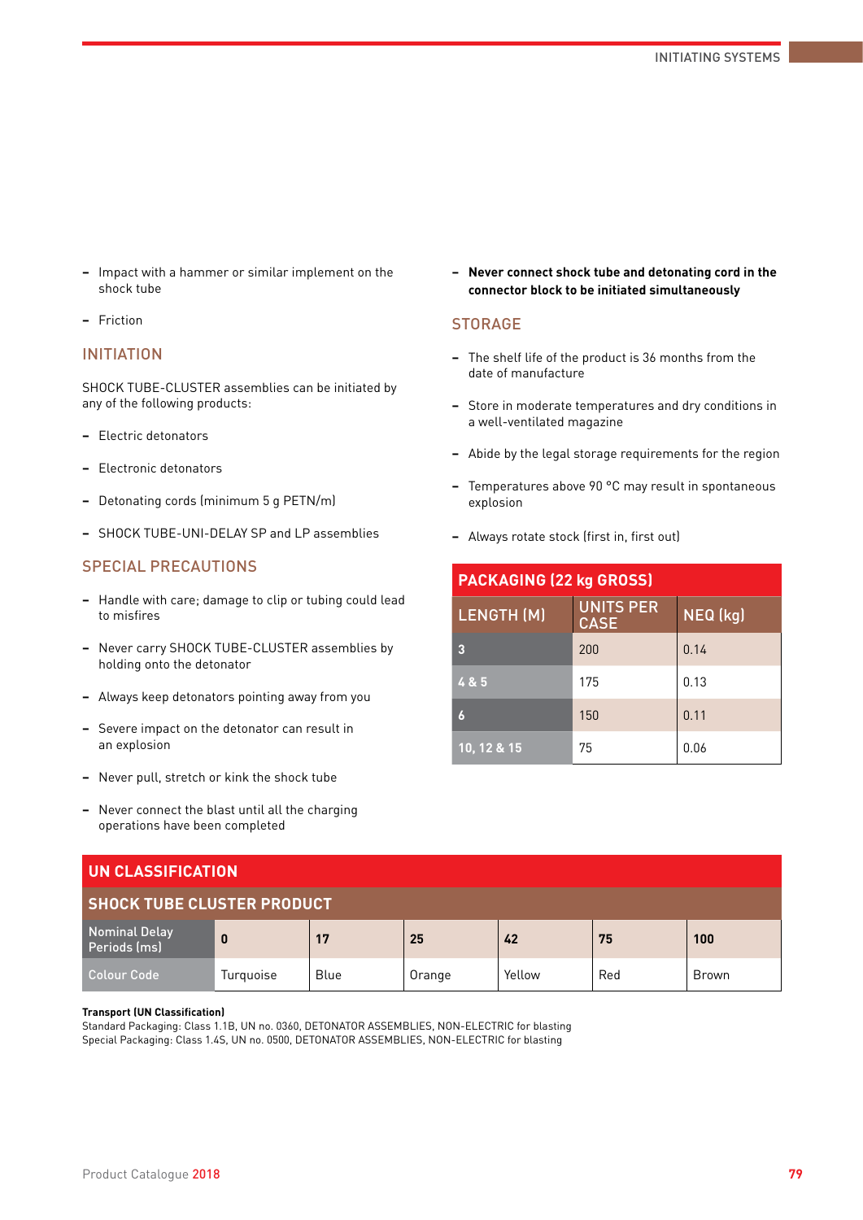- Impact with a hammer or similar implement on the shock tube
- Friction

## INITIATION

SHOCK TUBE-CLUSTER assemblies can be initiated by any of the following products:

- Electric detonators
- Electronic detonators
- Detonating cords (minimum 5 g PETN/m)
- SHOCK TUBE-UNI-DELAY SP and LP assemblies

## SPECIAL PRECAUTIONS

- Handle with care; damage to clip or tubing could lead to misfires
- Never carry SHOCK TUBE-CLUSTER assemblies by holding onto the detonator
- Always keep detonators pointing away from you
- Severe impact on the detonator can result in an explosion
- Never pull, stretch or kink the shock tube
- Never connect the blast until all the charging operations have been completed
- **Never connect shock tube and detonating cord in the connector block to be initiated simultaneously**

## STORAGE

- The shelf life of the product is 36 months from the date of manufacture
- Store in moderate temperatures and dry conditions in a well-ventilated magazine
- Abide by the legal storage requirements for the region
- Temperatures above 90 °C may result in spontaneous explosion
- Always rotate stock (first in, first out)

**PACKAGING (22 kg GROSS)**

| LENGTH (M) | UNITS PER CASE | NEQ (kg) |
|---|---|---|
| 3 | 200 | 0.14 |
| 4 & 5 | 175 | 0.13 |
| 6 | 150 | 0.11 |
| 10, 12 & 15 | 75 | 0.06 |

**UN CLASSIFICATION**

**SHOCK TUBE CLUSTER PRODUCT**

| Nominal Delay Periods (ms) | 0 | 17 | 25 | 42 | 75 | 100 |
|---|---|---|---|---|---|---|
| Colour Code | Turquoise | Blue | Orange | Yellow | Red | Brown |

**Transport (UN Classification)**
Standard Packaging: Class 1.1B, UN no. 0360, DETONATOR ASSEMBLIES, NON-ELECTRIC for blasting
Special Packaging: Class 1.4S, UN no. 0500, DETONATOR ASSEMBLIES, NON-ELECTRIC for blasting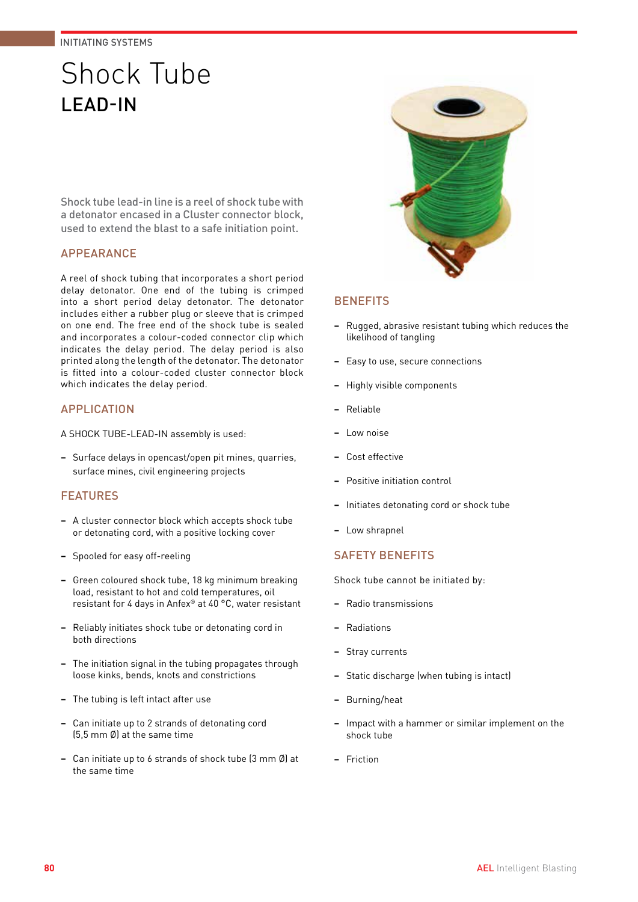INITIATING SYSTEMS

# Shock Tube

## LEAD-IN

Shock tube lead-in line is a reel of shock tube with a detonator encased in a Cluster connector block, used to extend the blast to a safe initiation point.

### APPEARANCE

A reel of shock tubing that incorporates a short period delay detonator. One end of the tubing is crimped into a short period delay detonator. The detonator includes either a rubber plug or sleeve that is crimped on one end. The free end of the shock tube is sealed and incorporates a colour-coded connector clip which indicates the delay period. The delay period is also printed along the length of the detonator. The detonator is fitted into a colour-coded cluster connector block which indicates the delay period.

### APPLICATION

A SHOCK TUBE-LEAD-IN assembly is used:

- Surface delays in opencast/open pit mines, quarries, surface mines, civil engineering projects

### FEATURES

- A cluster connector block which accepts shock tube or detonating cord, with a positive locking cover
- Spooled for easy off-reeling
- Green coloured shock tube, 18 kg minimum breaking load, resistant to hot and cold temperatures, oil resistant for 4 days in Anfex® at 40 °C, water resistant
- Reliably initiates shock tube or detonating cord in both directions
- The initiation signal in the tubing propagates through loose kinks, bends, knots and constrictions
- The tubing is left intact after use
- Can initiate up to 2 strands of detonating cord (5,5 mm Ø) at the same time
- Can initiate up to 6 strands of shock tube (3 mm Ø) at the same time

### BENEFITS

- Rugged, abrasive resistant tubing which reduces the likelihood of tangling
- Easy to use, secure connections
- Highly visible components
- Reliable
- Low noise
- Cost effective
- Positive initiation control
- Initiates detonating cord or shock tube
- Low shrapnel

### SAFETY BENEFITS

Shock tube cannot be initiated by:

- Radio transmissions
- Radiations
- Stray currents
- Static discharge (when tubing is intact)
- Burning/heat
- Impact with a hammer or similar implement on the shock tube
- Friction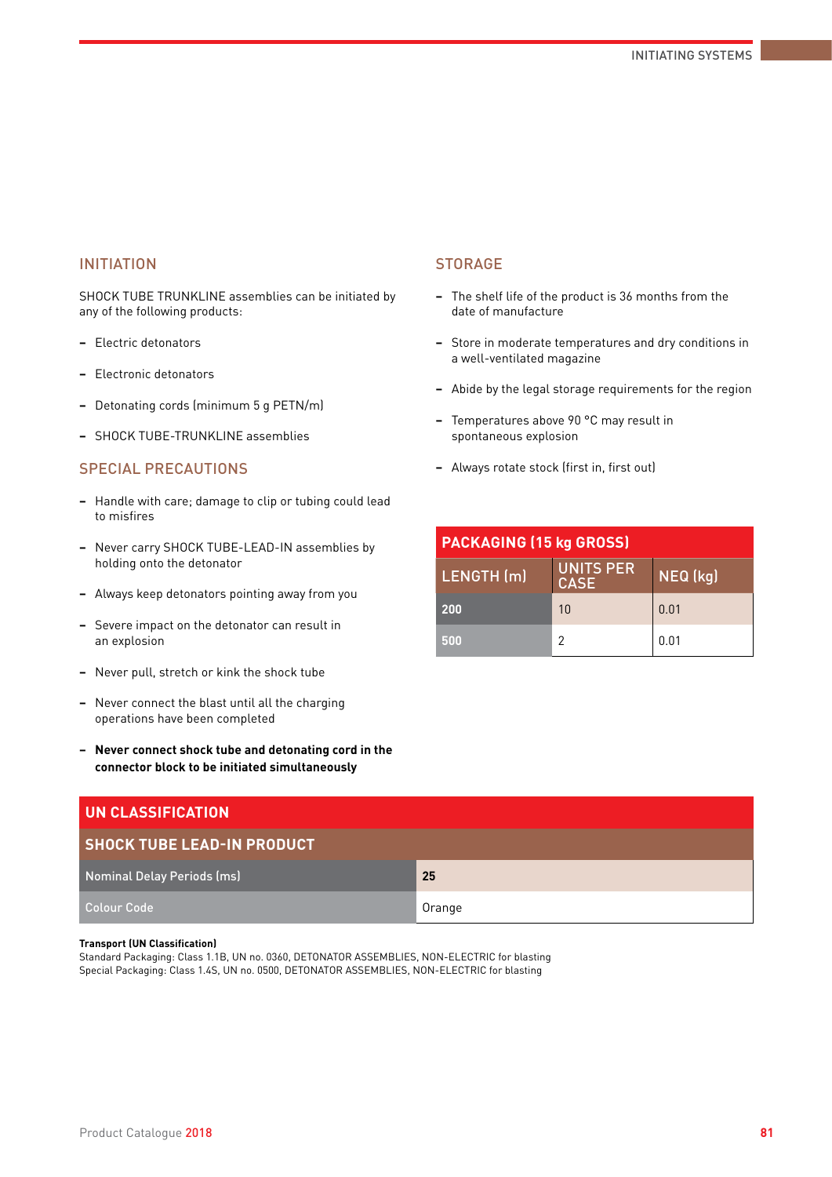## INITIATION

SHOCK TUBE TRUNKLINE assemblies can be initiated by any of the following products:

- Electric detonators
- Electronic detonators
- Detonating cords (minimum 5 g PETN/m)
- SHOCK TUBE-TRUNKLINE assemblies

## SPECIAL PRECAUTIONS

- Handle with care; damage to clip or tubing could lead to misfires
- Never carry SHOCK TUBE-LEAD-IN assemblies by holding onto the detonator
- Always keep detonators pointing away from you
- Severe impact on the detonator can result in an explosion
- Never pull, stretch or kink the shock tube
- Never connect the blast until all the charging operations have been completed
- **Never connect shock tube and detonating cord in the connector block to be initiated simultaneously**

## STORAGE

- The shelf life of the product is 36 months from the date of manufacture
- Store in moderate temperatures and dry conditions in a well-ventilated magazine
- Abide by the legal storage requirements for the region
- Temperatures above 90 °C may result in spontaneous explosion
- Always rotate stock (first in, first out)

| PACKAGING (15 kg GROSS) | | |
|---|---|---|
| LENGTH (m) | UNITS PER CASE | NEQ (kg) |
| 200 | 10 | 0.01 |
| 500 | 2 | 0.01 |

| UN CLASSIFICATION | |
|---|---|
| SHOCK TUBE LEAD-IN PRODUCT | |
| Nominal Delay Periods (ms) | **25** |
| Colour Code | Orange |

**Transport (UN Classification)**
Standard Packaging: Class 1.1B, UN no. 0360, DETONATOR ASSEMBLIES, NON-ELECTRIC for blasting
Special Packaging: Class 1.4S, UN no. 0500, DETONATOR ASSEMBLIES, NON-ELECTRIC for blasting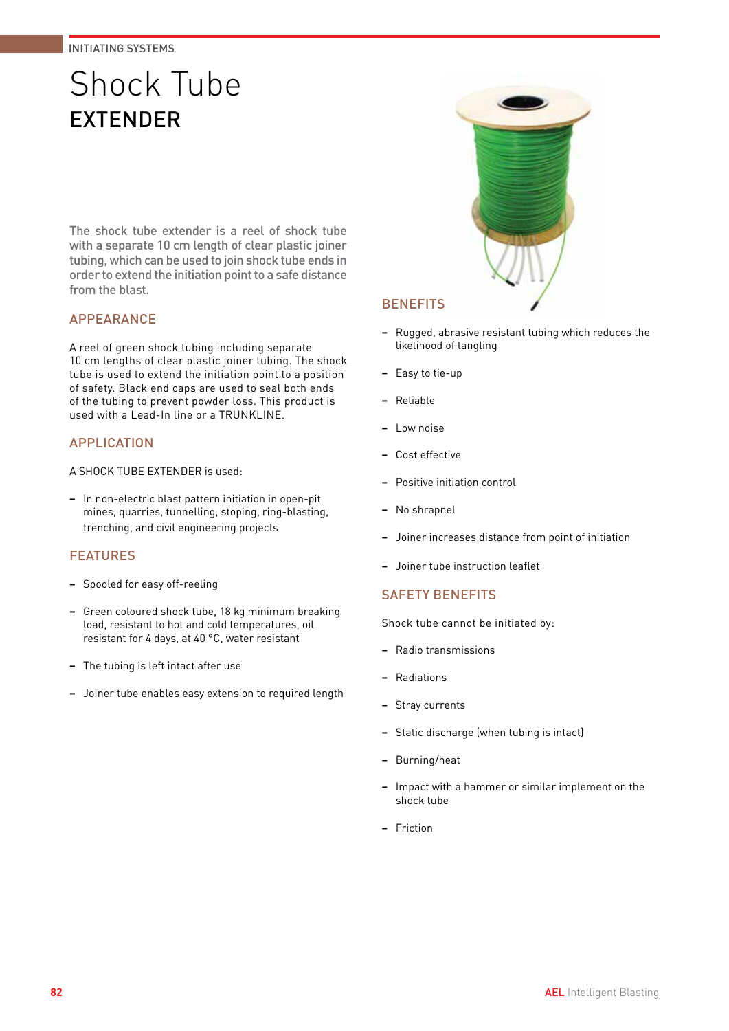# Shock Tube

## EXTENDER

The shock tube extender is a reel of shock tube with a separate 10 cm length of clear plastic joiner tubing, which can be used to join shock tube ends in order to extend the initiation point to a safe distance from the blast.

### APPEARANCE

A reel of green shock tubing including separate 10 cm lengths of clear plastic joiner tubing. The shock tube is used to extend the initiation point to a position of safety. Black end caps are used to seal both ends of the tubing to prevent powder loss. This product is used with a Lead-In line or a TRUNKLINE.

### APPLICATION

A SHOCK TUBE EXTENDER is used:

- In non-electric blast pattern initiation in open-pit mines, quarries, tunnelling, stoping, ring-blasting, trenching, and civil engineering projects

### FEATURES

- Spooled for easy off-reeling
- Green coloured shock tube, 18 kg minimum breaking load, resistant to hot and cold temperatures, oil resistant for 4 days, at 40 °C, water resistant
- The tubing is left intact after use
- Joiner tube enables easy extension to required length

### BENEFITS

- Rugged, abrasive resistant tubing which reduces the likelihood of tangling
- Easy to tie-up
- Reliable
- Low noise
- Cost effective
- Positive initiation control
- No shrapnel
- Joiner increases distance from point of initiation
- Joiner tube instruction leaflet

### SAFETY BENEFITS

Shock tube cannot be initiated by:

- Radio transmissions
- Radiations
- Stray currents
- Static discharge (when tubing is intact)
- Burning/heat
- Impact with a hammer or similar implement on the shock tube
- Friction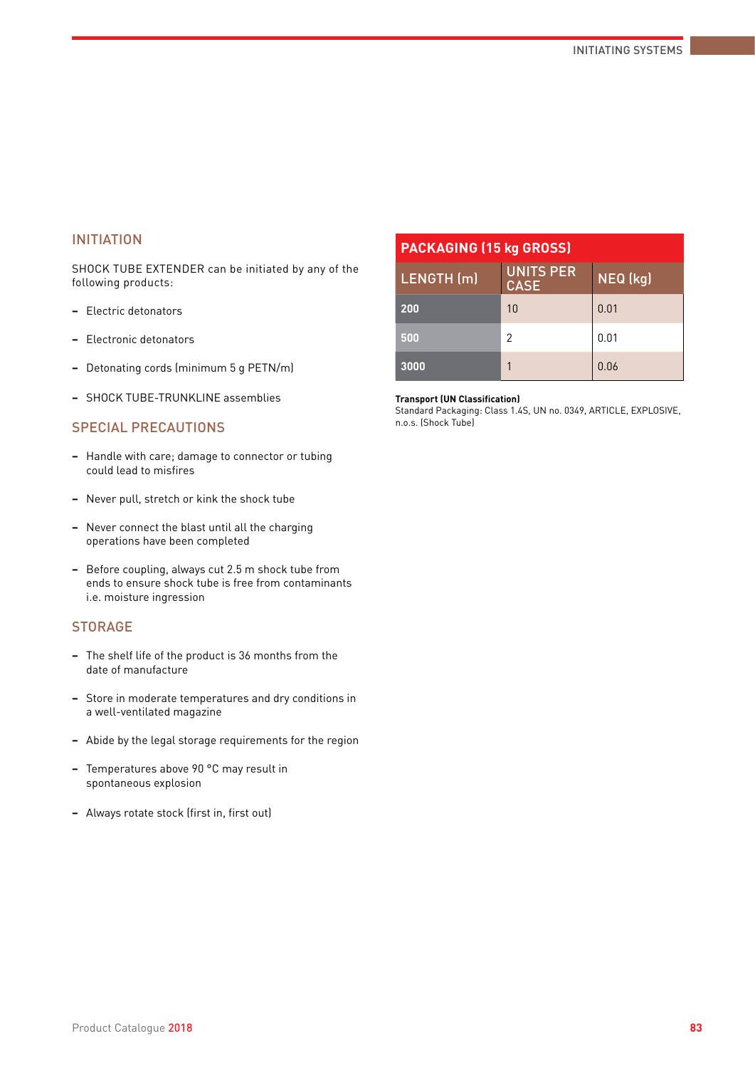## INITIATION

SHOCK TUBE EXTENDER can be initiated by any of the following products:

- Electric detonators
- Electronic detonators
- Detonating cords (minimum 5 g PETN/m)
- SHOCK TUBE-TRUNKLINE assemblies

## SPECIAL PRECAUTIONS

- Handle with care; damage to connector or tubing could lead to misfires
- Never pull, stretch or kink the shock tube
- Never connect the blast until all the charging operations have been completed
- Before coupling, always cut 2.5 m shock tube from ends to ensure shock tube is free from contaminants i.e. moisture ingression

## STORAGE

- The shelf life of the product is 36 months from the date of manufacture
- Store in moderate temperatures and dry conditions in a well-ventilated magazine
- Abide by the legal storage requirements for the region
- Temperatures above 90 °C may result in spontaneous explosion
- Always rotate stock (first in, first out)

## PACKAGING (15 kg GROSS)

| LENGTH (m) | UNITS PER CASE | NEQ (kg) |
|---|---|---|
| 200 | 10 | 0.01 |
| 500 | 2 | 0.01 |
| 3000 | 1 | 0.06 |

**Transport (UN Classification)**
Standard Packaging: Class 1.4S, UN no. 0349, ARTICLE, EXPLOSIVE, n.o.s. (Shock Tube)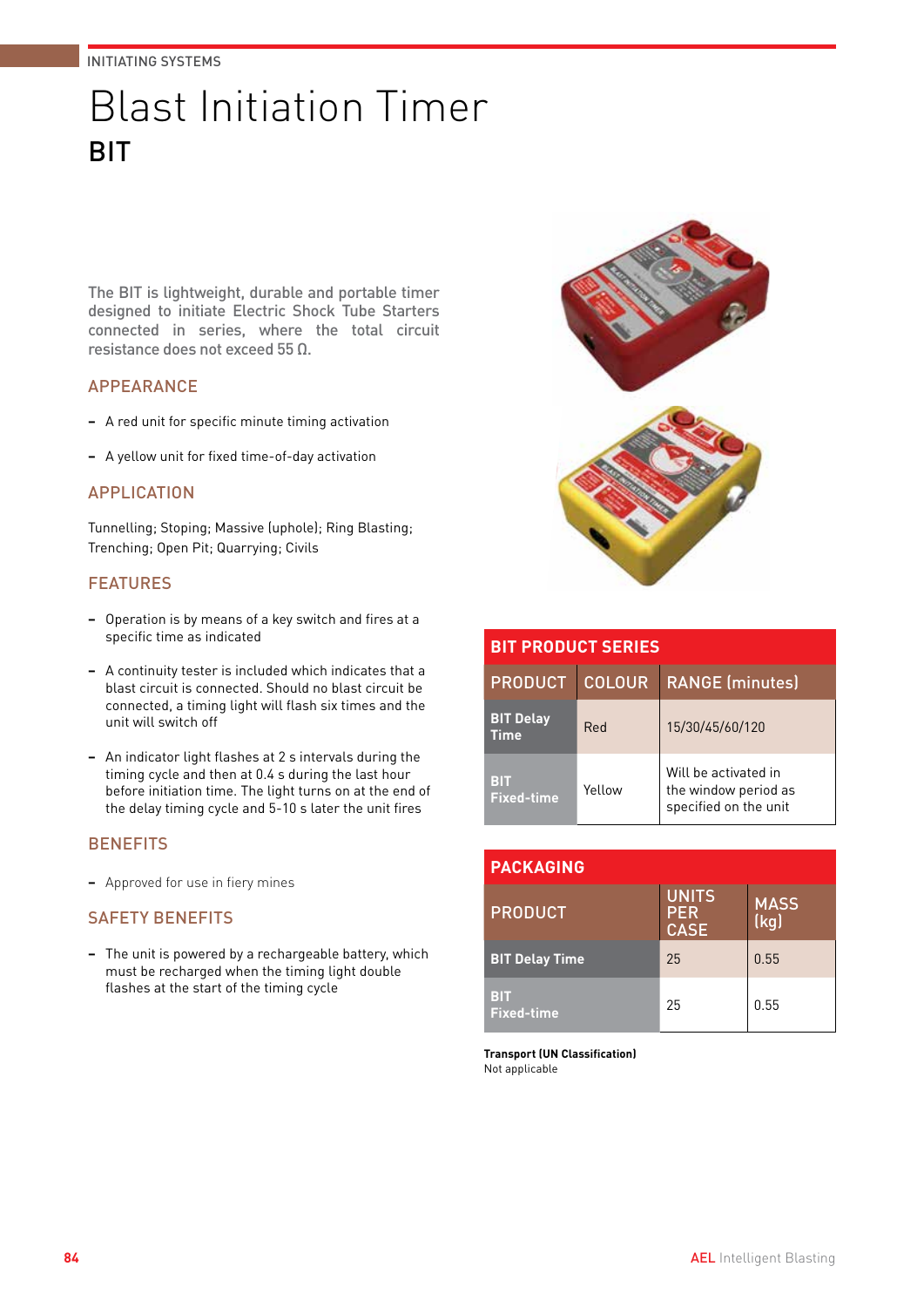INITIATING SYSTEMS

# Blast Initiation Timer

## BIT

The BIT is lightweight, durable and portable timer designed to initiate Electric Shock Tube Starters connected in series, where the total circuit resistance does not exceed 55 Ω.

### APPEARANCE

- A red unit for specific minute timing activation
- A yellow unit for fixed time-of-day activation

### APPLICATION

Tunnelling; Stoping; Massive (uphole); Ring Blasting; Trenching; Open Pit; Quarrying; Civils

### FEATURES

- Operation is by means of a key switch and fires at a specific time as indicated
- A continuity tester is included which indicates that a blast circuit is connected. Should no blast circuit be connected, a timing light will flash six times and the unit will switch off
- An indicator light flashes at 2 s intervals during the timing cycle and then at 0.4 s during the last hour before initiation time. The light turns on at the end of the delay timing cycle and 5-10 s later the unit fires

### BENEFITS

- Approved for use in fiery mines

### SAFETY BENEFITS

- The unit is powered by a rechargeable battery, which must be recharged when the timing light double flashes at the start of the timing cycle

**BIT PRODUCT SERIES**

| PRODUCT | COLOUR | RANGE (minutes) |
|---|---|---|
| BIT Delay Time | Red | 15/30/45/60/120 |
| BIT Fixed-time | Yellow | Will be activated in the window period as specified on the unit |

**PACKAGING**

| PRODUCT | UNITS PER CASE | MASS (kg) |
|---|---|---|
| BIT Delay Time | 25 | 0.55 |
| BIT Fixed-time | 25 | 0.55 |

**Transport (UN Classification)**
Not applicable